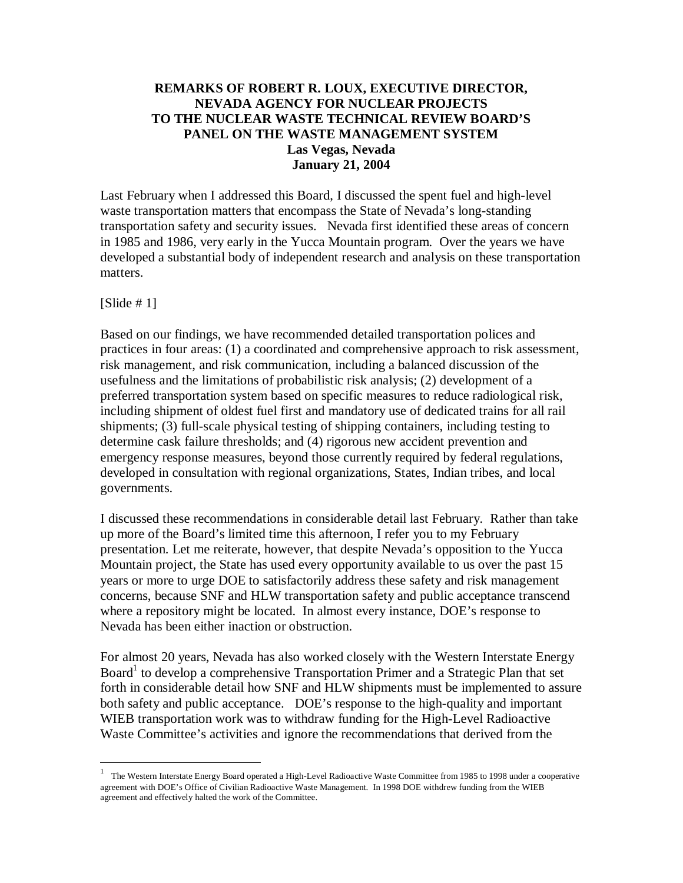**REMARKS OF ROBERT R. LOUX, EXECUTIVE DIRECTOR, NEVADA AGENCY FOR NUCLEAR PROJECTS TO THE NUCLEAR WASTE TECHNICAL REVIEW BOARD'S PANEL ON THE WASTE MANAGEMENT SYSTEM**
**Las Vegas, Nevada**
**January 21, 2004**

Last February when I addressed this Board, I discussed the spent fuel and high-level waste transportation matters that encompass the State of Nevada's long-standing transportation safety and security issues. Nevada first identified these areas of concern in 1985 and 1986, very early in the Yucca Mountain program. Over the years we have developed a substantial body of independent research and analysis on these transportation matters.

[Slide # 1]

Based on our findings, we have recommended detailed transportation polices and practices in four areas: (1) a coordinated and comprehensive approach to risk assessment, risk management, and risk communication, including a balanced discussion of the usefulness and the limitations of probabilistic risk analysis; (2) development of a preferred transportation system based on specific measures to reduce radiological risk, including shipment of oldest fuel first and mandatory use of dedicated trains for all rail shipments; (3) full-scale physical testing of shipping containers, including testing to determine cask failure thresholds; and (4) rigorous new accident prevention and emergency response measures, beyond those currently required by federal regulations, developed in consultation with regional organizations, States, Indian tribes, and local governments.

I discussed these recommendations in considerable detail last February. Rather than take up more of the Board's limited time this afternoon, I refer you to my February presentation. Let me reiterate, however, that despite Nevada's opposition to the Yucca Mountain project, the State has used every opportunity available to us over the past 15 years or more to urge DOE to satisfactorily address these safety and risk management concerns, because SNF and HLW transportation safety and public acceptance transcend where a repository might be located. In almost every instance, DOE's response to Nevada has been either inaction or obstruction.

For almost 20 years, Nevada has also worked closely with the Western Interstate Energy Board[1] to develop a comprehensive Transportation Primer and a Strategic Plan that set forth in considerable detail how SNF and HLW shipments must be implemented to assure both safety and public acceptance. DOE's response to the high-quality and important WIEB transportation work was to withdraw funding for the High-Level Radioactive Waste Committee's activities and ignore the recommendations that derived from the

---

[1] The Western Interstate Energy Board operated a High-Level Radioactive Waste Committee from 1985 to 1998 under a cooperative agreement with DOE's Office of Civilian Radioactive Waste Management. In 1998 DOE withdrew funding from the WIEB agreement and effectively halted the work of the Committee.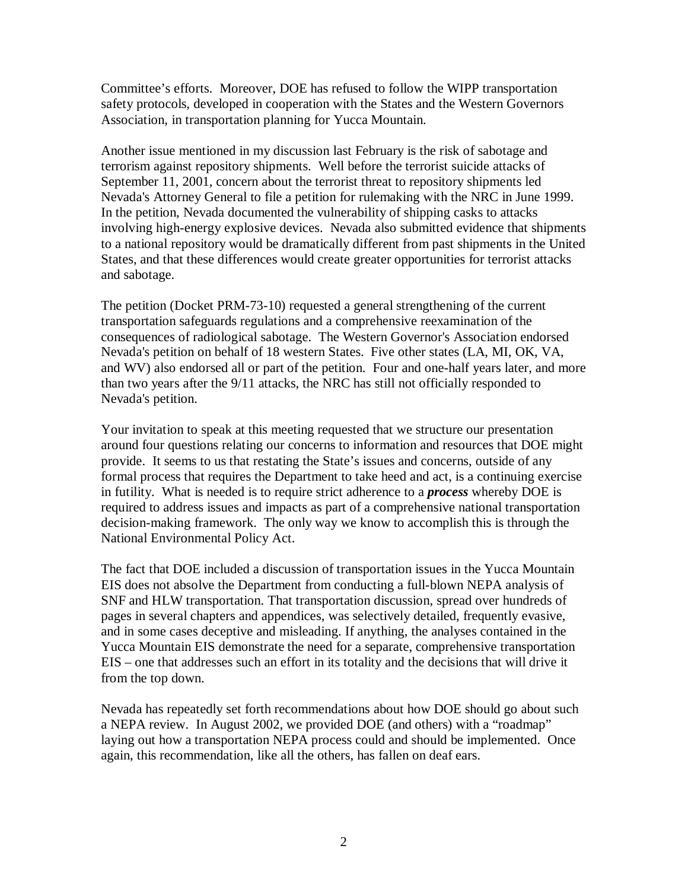Committee's efforts. Moreover, DOE has refused to follow the WIPP transportation safety protocols, developed in cooperation with the States and the Western Governors Association, in transportation planning for Yucca Mountain.

Another issue mentioned in my discussion last February is the risk of sabotage and terrorism against repository shipments. Well before the terrorist suicide attacks of September 11, 2001, concern about the terrorist threat to repository shipments led Nevada's Attorney General to file a petition for rulemaking with the NRC in June 1999. In the petition, Nevada documented the vulnerability of shipping casks to attacks involving high-energy explosive devices. Nevada also submitted evidence that shipments to a national repository would be dramatically different from past shipments in the United States, and that these differences would create greater opportunities for terrorist attacks and sabotage.

The petition (Docket PRM-73-10) requested a general strengthening of the current transportation safeguards regulations and a comprehensive reexamination of the consequences of radiological sabotage. The Western Governor's Association endorsed Nevada's petition on behalf of 18 western States. Five other states (LA, MI, OK, VA, and WV) also endorsed all or part of the petition. Four and one-half years later, and more than two years after the 9/11 attacks, the NRC has still not officially responded to Nevada's petition.

Your invitation to speak at this meeting requested that we structure our presentation around four questions relating our concerns to information and resources that DOE might provide. It seems to us that restating the State's issues and concerns, outside of any formal process that requires the Department to take heed and act, is a continuing exercise in futility. What is needed is to require strict adherence to a ***process*** whereby DOE is required to address issues and impacts as part of a comprehensive national transportation decision-making framework. The only way we know to accomplish this is through the National Environmental Policy Act.

The fact that DOE included a discussion of transportation issues in the Yucca Mountain EIS does not absolve the Department from conducting a full-blown NEPA analysis of SNF and HLW transportation. That transportation discussion, spread over hundreds of pages in several chapters and appendices, was selectively detailed, frequently evasive, and in some cases deceptive and misleading. If anything, the analyses contained in the Yucca Mountain EIS demonstrate the need for a separate, comprehensive transportation EIS – one that addresses such an effort in its totality and the decisions that will drive it from the top down.

Nevada has repeatedly set forth recommendations about how DOE should go about such a NEPA review. In August 2002, we provided DOE (and others) with a "roadmap" laying out how a transportation NEPA process could and should be implemented. Once again, this recommendation, like all the others, has fallen on deaf ears.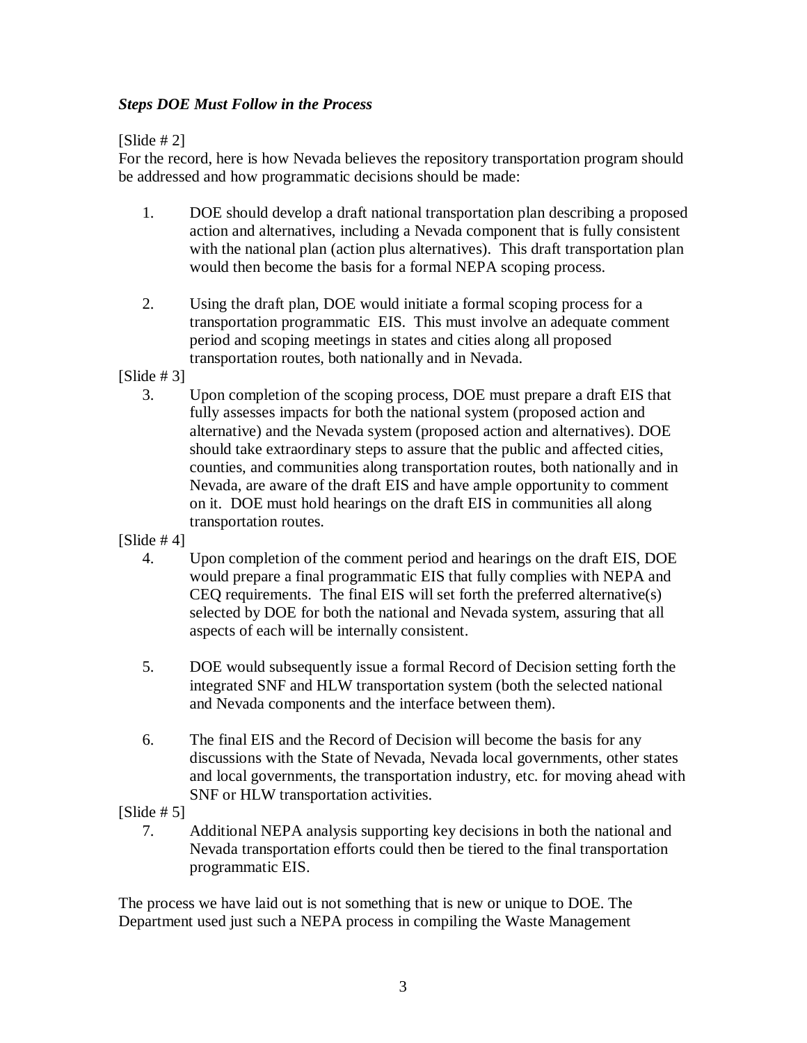***Steps DOE Must Follow in the Process***

[Slide # 2]

For the record, here is how Nevada believes the repository transportation program should be addressed and how programmatic decisions should be made:

1. DOE should develop a draft national transportation plan describing a proposed action and alternatives, including a Nevada component that is fully consistent with the national plan (action plus alternatives). This draft transportation plan would then become the basis for a formal NEPA scoping process.

2. Using the draft plan, DOE would initiate a formal scoping process for a transportation programmatic EIS. This must involve an adequate comment period and scoping meetings in states and cities along all proposed transportation routes, both nationally and in Nevada.

[Slide # 3]

3. Upon completion of the scoping process, DOE must prepare a draft EIS that fully assesses impacts for both the national system (proposed action and alternative) and the Nevada system (proposed action and alternatives). DOE should take extraordinary steps to assure that the public and affected cities, counties, and communities along transportation routes, both nationally and in Nevada, are aware of the draft EIS and have ample opportunity to comment on it. DOE must hold hearings on the draft EIS in communities all along transportation routes.

[Slide # 4]

4. Upon completion of the comment period and hearings on the draft EIS, DOE would prepare a final programmatic EIS that fully complies with NEPA and CEQ requirements. The final EIS will set forth the preferred alternative(s) selected by DOE for both the national and Nevada system, assuring that all aspects of each will be internally consistent.

5. DOE would subsequently issue a formal Record of Decision setting forth the integrated SNF and HLW transportation system (both the selected national and Nevada components and the interface between them).

6. The final EIS and the Record of Decision will become the basis for any discussions with the State of Nevada, Nevada local governments, other states and local governments, the transportation industry, etc. for moving ahead with SNF or HLW transportation activities.

[Slide # 5]

7. Additional NEPA analysis supporting key decisions in both the national and Nevada transportation efforts could then be tiered to the final transportation programmatic EIS.

The process we have laid out is not something that is new or unique to DOE. The Department used just such a NEPA process in compiling the Waste Management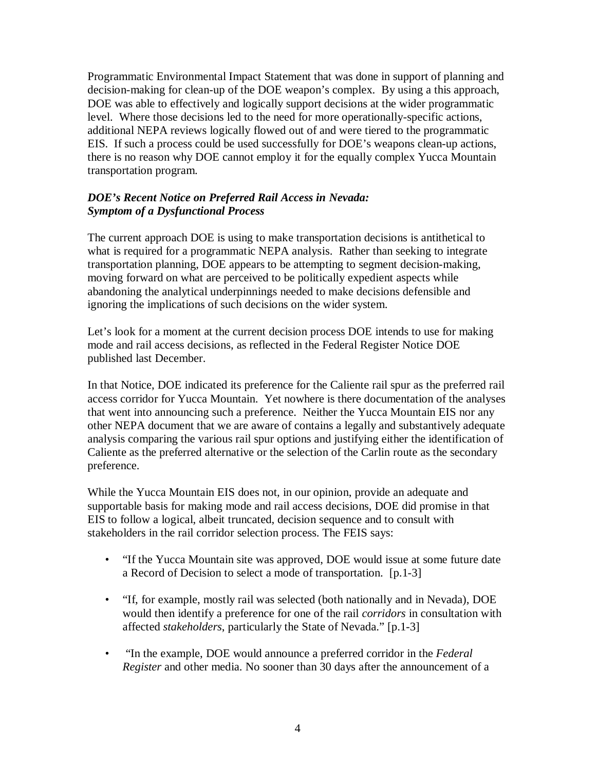Programmatic Environmental Impact Statement that was done in support of planning and decision-making for clean-up of the DOE weapon's complex. By using a this approach, DOE was able to effectively and logically support decisions at the wider programmatic level. Where those decisions led to the need for more operationally-specific actions, additional NEPA reviews logically flowed out of and were tiered to the programmatic EIS. If such a process could be used successfully for DOE's weapons clean-up actions, there is no reason why DOE cannot employ it for the equally complex Yucca Mountain transportation program.

***DOE's Recent Notice on Preferred Rail Access in Nevada: Symptom of a Dysfunctional Process***

The current approach DOE is using to make transportation decisions is antithetical to what is required for a programmatic NEPA analysis. Rather than seeking to integrate transportation planning, DOE appears to be attempting to segment decision-making, moving forward on what are perceived to be politically expedient aspects while abandoning the analytical underpinnings needed to make decisions defensible and ignoring the implications of such decisions on the wider system.

Let's look for a moment at the current decision process DOE intends to use for making mode and rail access decisions, as reflected in the Federal Register Notice DOE published last December.

In that Notice, DOE indicated its preference for the Caliente rail spur as the preferred rail access corridor for Yucca Mountain. Yet nowhere is there documentation of the analyses that went into announcing such a preference. Neither the Yucca Mountain EIS nor any other NEPA document that we are aware of contains a legally and substantively adequate analysis comparing the various rail spur options and justifying either the identification of Caliente as the preferred alternative or the selection of the Carlin route as the secondary preference.

While the Yucca Mountain EIS does not, in our opinion, provide an adequate and supportable basis for making mode and rail access decisions, DOE did promise in that EIS to follow a logical, albeit truncated, decision sequence and to consult with stakeholders in the rail corridor selection process. The FEIS says:

- "If the Yucca Mountain site was approved, DOE would issue at some future date a Record of Decision to select a mode of transportation. [p.1-3]
- "If, for example, mostly rail was selected (both nationally and in Nevada), DOE would then identify a preference for one of the rail *corridors* in consultation with affected *stakeholders*, particularly the State of Nevada." [p.1-3]
- "In the example, DOE would announce a preferred corridor in the *Federal Register* and other media. No sooner than 30 days after the announcement of a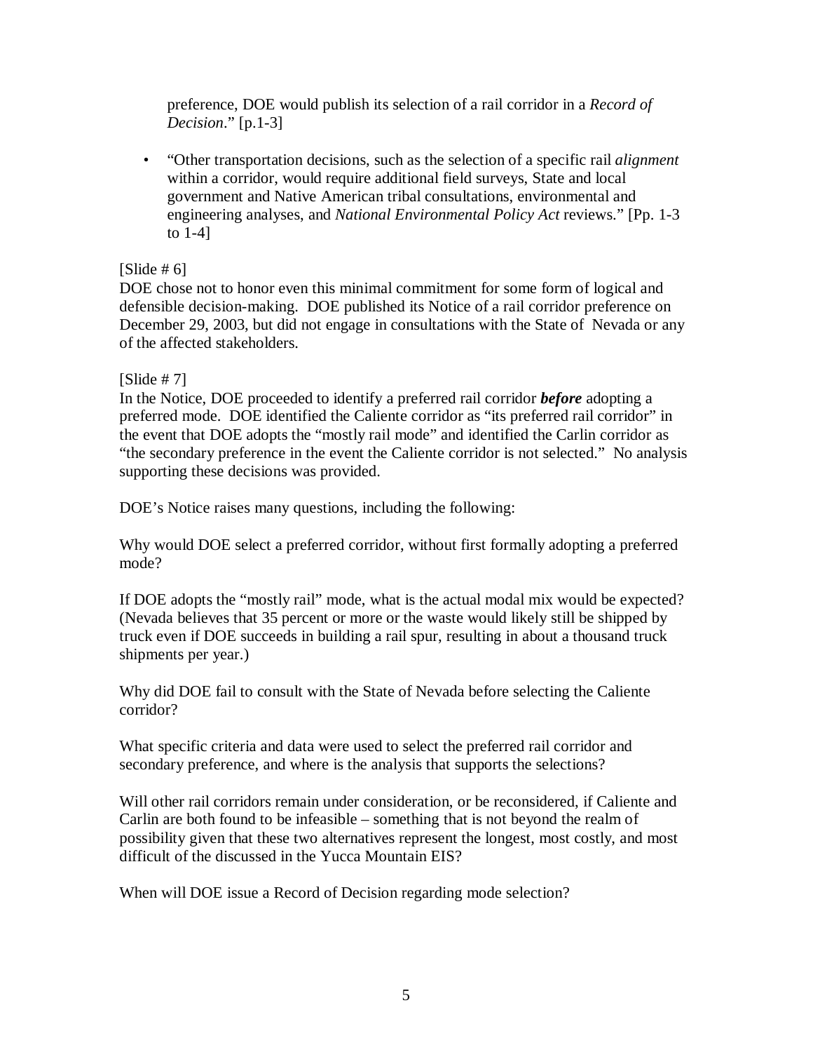preference, DOE would publish its selection of a rail corridor in a *Record of Decision*." [p.1-3]

- "Other transportation decisions, such as the selection of a specific rail *alignment* within a corridor, would require additional field surveys, State and local government and Native American tribal consultations, environmental and engineering analyses, and *National Environmental Policy Act* reviews." [Pp. 1-3 to 1-4]

[Slide # 6]
DOE chose not to honor even this minimal commitment for some form of logical and defensible decision-making. DOE published its Notice of a rail corridor preference on December 29, 2003, but did not engage in consultations with the State of Nevada or any of the affected stakeholders.

[Slide # 7]
In the Notice, DOE proceeded to identify a preferred rail corridor ***before*** adopting a preferred mode. DOE identified the Caliente corridor as "its preferred rail corridor" in the event that DOE adopts the "mostly rail mode" and identified the Carlin corridor as "the secondary preference in the event the Caliente corridor is not selected." No analysis supporting these decisions was provided.

DOE's Notice raises many questions, including the following:

Why would DOE select a preferred corridor, without first formally adopting a preferred mode?

If DOE adopts the "mostly rail" mode, what is the actual modal mix would be expected? (Nevada believes that 35 percent or more or the waste would likely still be shipped by truck even if DOE succeeds in building a rail spur, resulting in about a thousand truck shipments per year.)

Why did DOE fail to consult with the State of Nevada before selecting the Caliente corridor?

What specific criteria and data were used to select the preferred rail corridor and secondary preference, and where is the analysis that supports the selections?

Will other rail corridors remain under consideration, or be reconsidered, if Caliente and Carlin are both found to be infeasible – something that is not beyond the realm of possibility given that these two alternatives represent the longest, most costly, and most difficult of the discussed in the Yucca Mountain EIS?

When will DOE issue a Record of Decision regarding mode selection?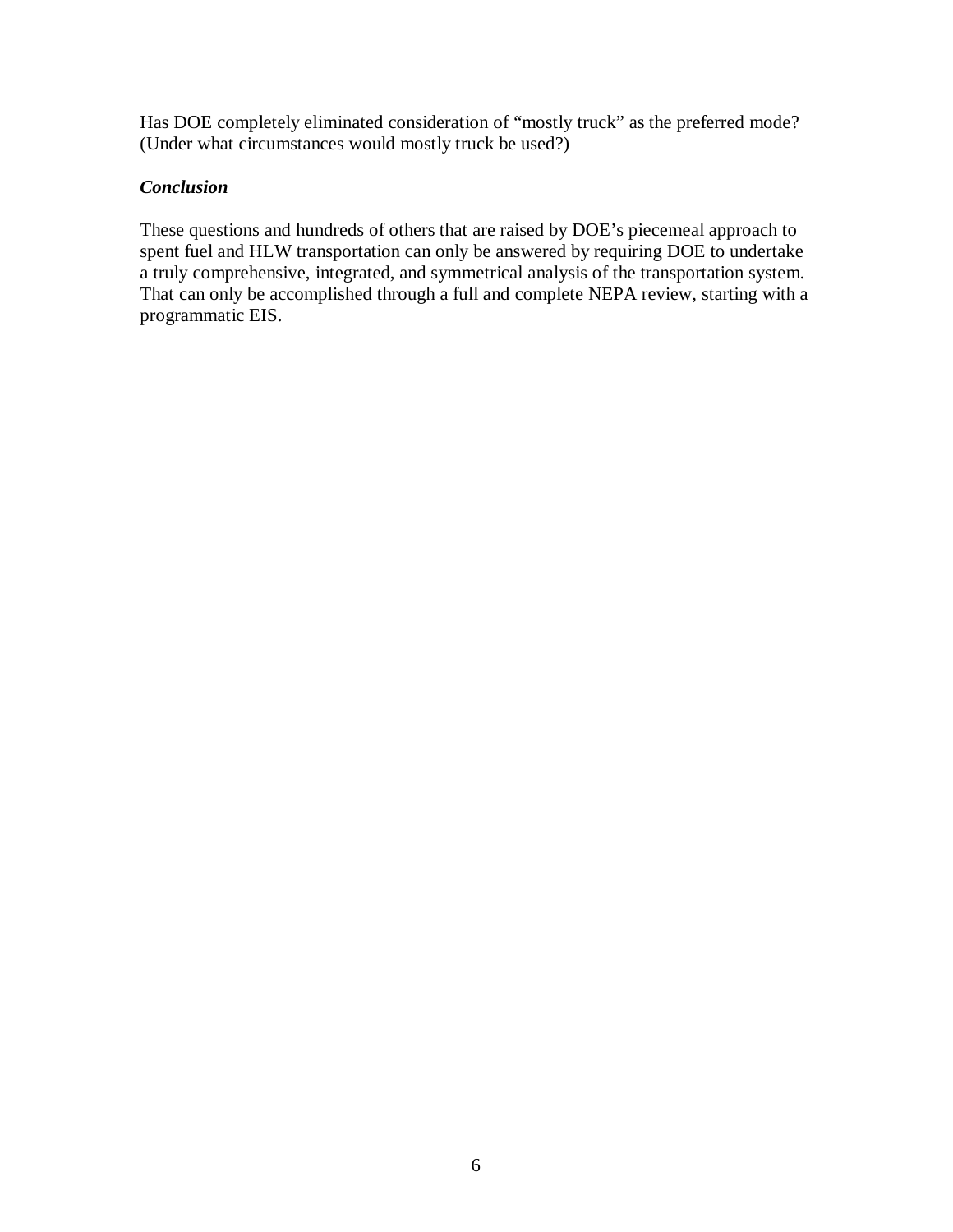Has DOE completely eliminated consideration of "mostly truck" as the preferred mode? (Under what circumstances would mostly truck be used?)

***Conclusion***

These questions and hundreds of others that are raised by DOE's piecemeal approach to spent fuel and HLW transportation can only be answered by requiring DOE to undertake a truly comprehensive, integrated, and symmetrical analysis of the transportation system. That can only be accomplished through a full and complete NEPA review, starting with a programmatic EIS.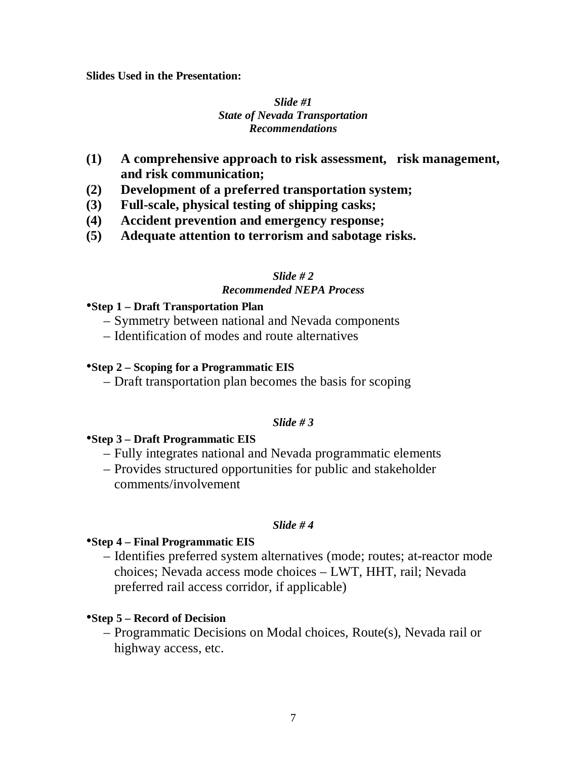**Slides Used in the Presentation:**

***Slide #1***
***State of Nevada Transportation Recommendations***

1. **A comprehensive approach to risk assessment, risk management, and risk communication;**
2. **Development of a preferred transportation system;**
3. **Full-scale, physical testing of shipping casks;**
4. **Accident prevention and emergency response;**
5. **Adequate attention to terrorism and sabotage risks.**

***Slide # 2***
***Recommended NEPA Process***

- **Step 1 – Draft Transportation Plan**
  - Symmetry between national and Nevada components
  - Identification of modes and route alternatives

- **Step 2 – Scoping for a Programmatic EIS**
  - Draft transportation plan becomes the basis for scoping

***Slide # 3***

- **Step 3 – Draft Programmatic EIS**
  - Fully integrates national and Nevada programmatic elements
  - Provides structured opportunities for public and stakeholder comments/involvement

***Slide # 4***

- **Step 4 – Final Programmatic EIS**
  - Identifies preferred system alternatives (mode; routes; at-reactor mode choices; Nevada access mode choices – LWT, HHT, rail; Nevada preferred rail access corridor, if applicable)

- **Step 5 – Record of Decision**
  - Programmatic Decisions on Modal choices, Route(s), Nevada rail or highway access, etc.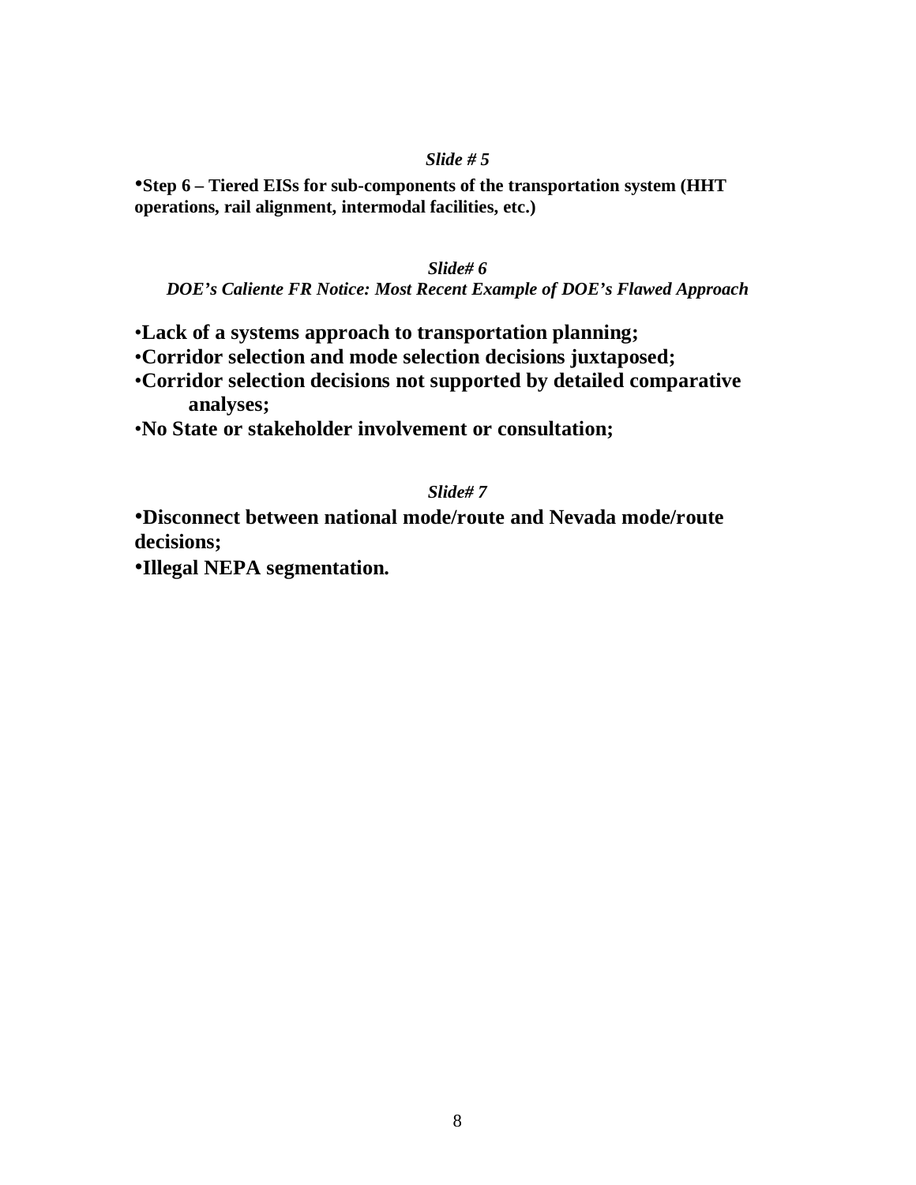*Slide # 5*

- **Step 6 – Tiered EISs for sub-components of the transportation system (HHT operations, rail alignment, intermodal facilities, etc.)**

*Slide# 6*

***DOE's Caliente FR Notice: Most Recent Example of DOE's Flawed Approach***

- **Lack of a systems approach to transportation planning;**
- **Corridor selection and mode selection decisions juxtaposed;**
- **Corridor selection decisions not supported by detailed comparative analyses;**
- **No State or stakeholder involvement or consultation;**

*Slide# 7*

- **Disconnect between national mode/route and Nevada mode/route decisions;**
- **Illegal NEPA segmentation.**